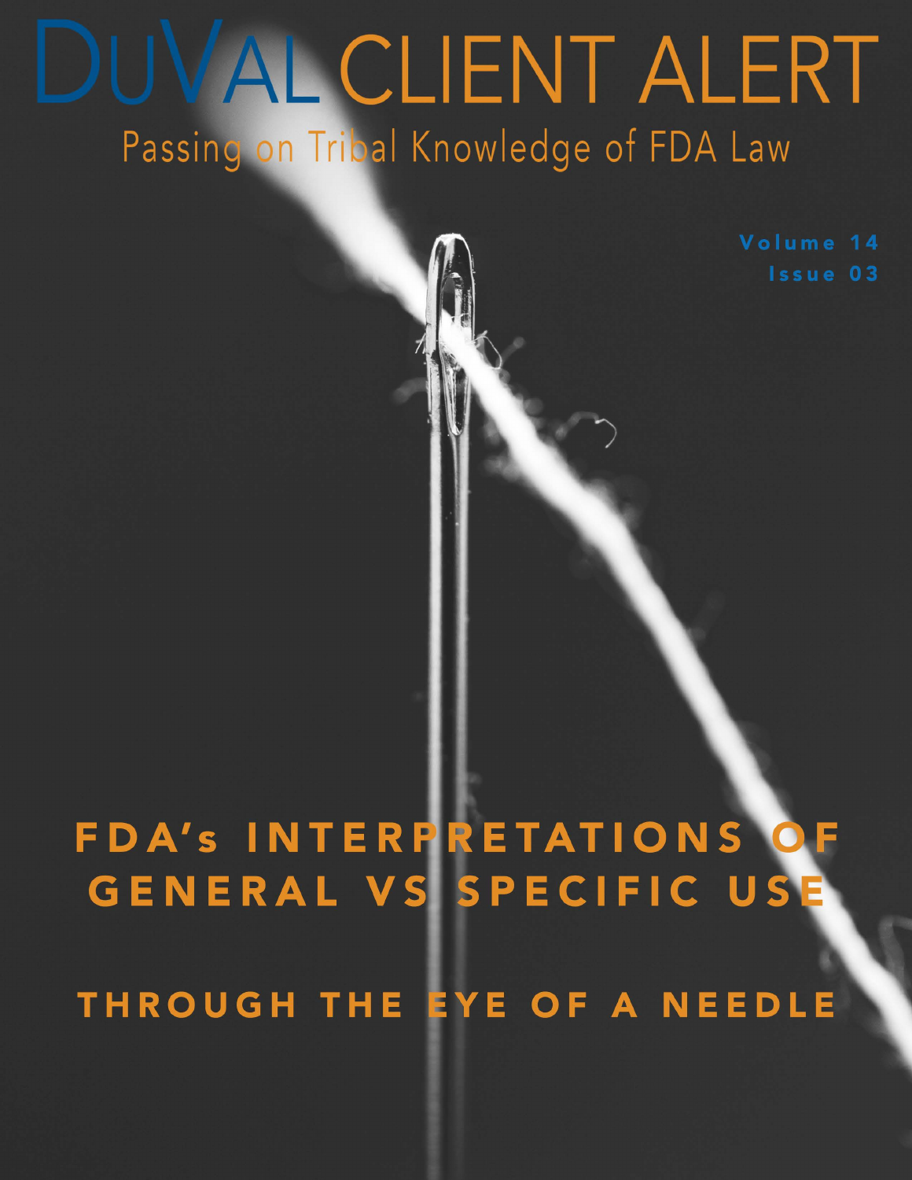# DuVal CLIENT ALERT

Passing on Tribal Knowledge of FDA Law

Volume 14
Issue 03

## FDA's INTERPRETATIONS OF GENERAL VS SPECIFIC USE

## THROUGH THE EYE OF A NEEDLE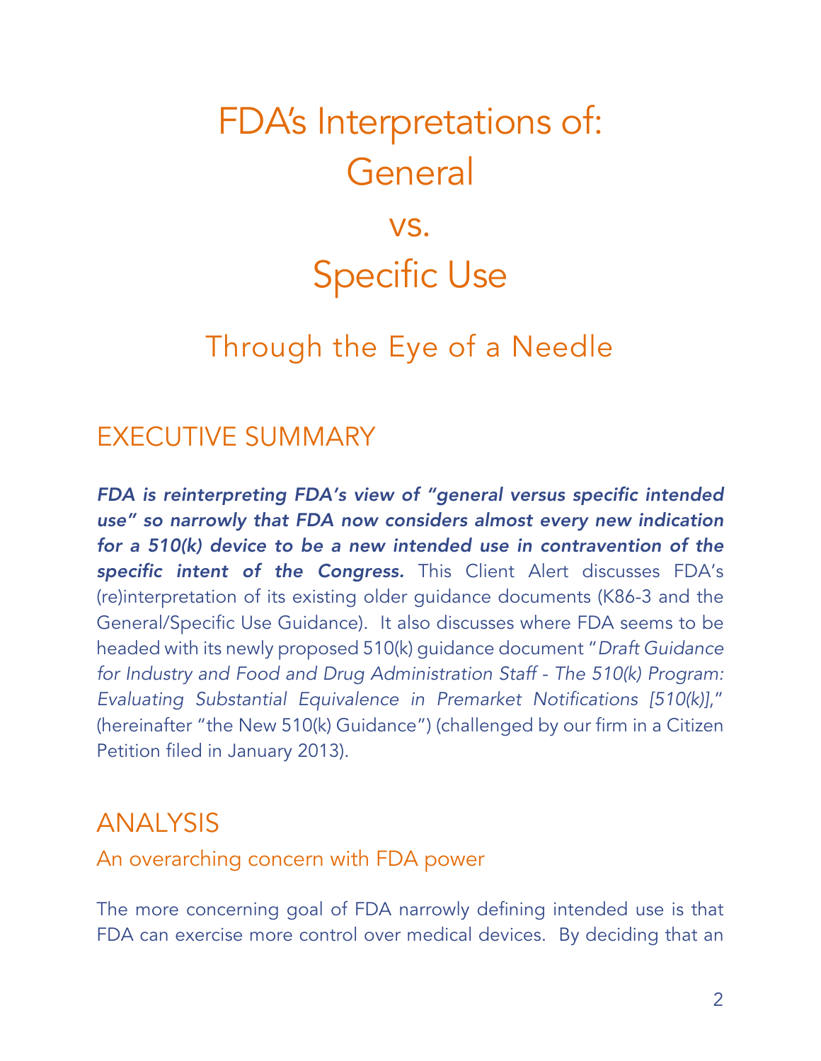# FDA's Interpretations of: General vs. Specific Use

## Through the Eye of a Needle

## EXECUTIVE SUMMARY

***FDA is reinterpreting FDA's view of "general versus specific intended use" so narrowly that FDA now considers almost every new indication for a 510(k) device to be a new intended use in contravention of the specific intent of the Congress.*** This Client Alert discusses FDA's (re)interpretation of its existing older guidance documents (K86-3 and the General/Specific Use Guidance). It also discusses where FDA seems to be headed with its newly proposed 510(k) guidance document "*Draft Guidance for Industry and Food and Drug Administration Staff - The 510(k) Program: Evaluating Substantial Equivalence in Premarket Notifications [510(k)]*," (hereinafter "the New 510(k) Guidance") (challenged by our firm in a Citizen Petition filed in January 2013).

## ANALYSIS

### An overarching concern with FDA power

The more concerning goal of FDA narrowly defining intended use is that FDA can exercise more control over medical devices. By deciding that an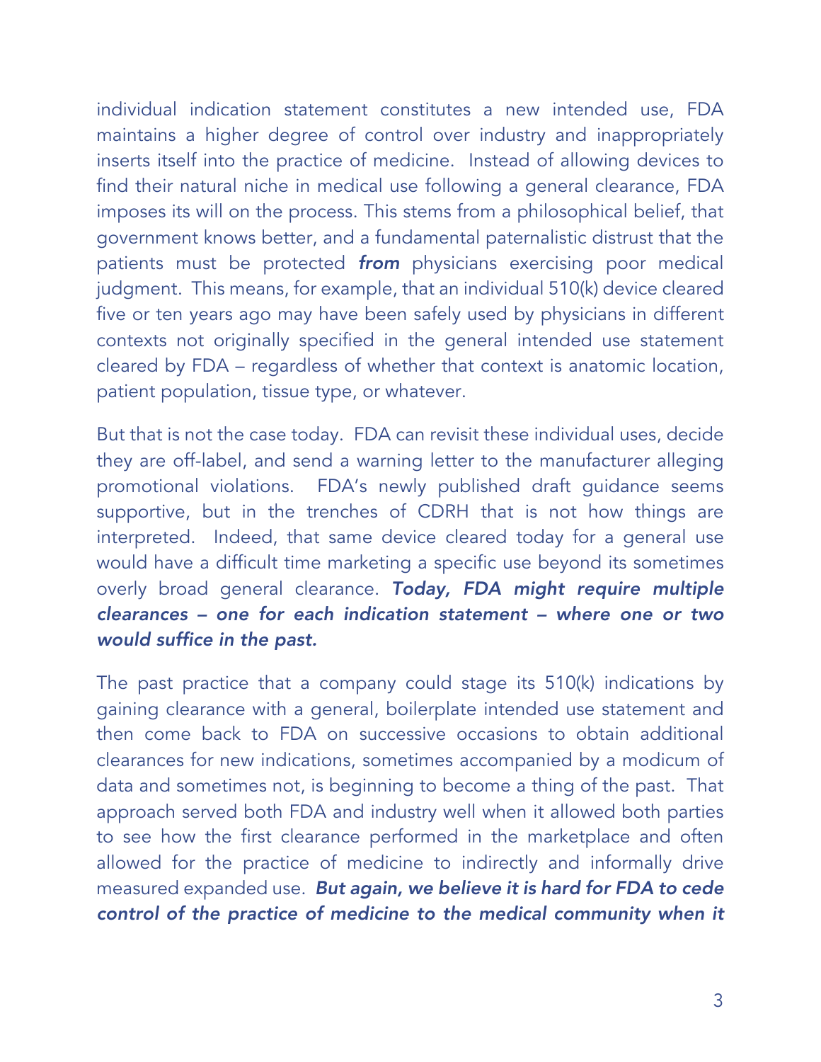individual indication statement constitutes a new intended use, FDA maintains a higher degree of control over industry and inappropriately inserts itself into the practice of medicine. Instead of allowing devices to find their natural niche in medical use following a general clearance, FDA imposes its will on the process. This stems from a philosophical belief, that government knows better, and a fundamental paternalistic distrust that the patients must be protected ***from*** physicians exercising poor medical judgment. This means, for example, that an individual 510(k) device cleared five or ten years ago may have been safely used by physicians in different contexts not originally specified in the general intended use statement cleared by FDA – regardless of whether that context is anatomic location, patient population, tissue type, or whatever.

But that is not the case today. FDA can revisit these individual uses, decide they are off-label, and send a warning letter to the manufacturer alleging promotional violations. FDA's newly published draft guidance seems supportive, but in the trenches of CDRH that is not how things are interpreted. Indeed, that same device cleared today for a general use would have a difficult time marketing a specific use beyond its sometimes overly broad general clearance. ***Today, FDA might require multiple clearances – one for each indication statement – where one or two would suffice in the past.***

The past practice that a company could stage its 510(k) indications by gaining clearance with a general, boilerplate intended use statement and then come back to FDA on successive occasions to obtain additional clearances for new indications, sometimes accompanied by a modicum of data and sometimes not, is beginning to become a thing of the past. That approach served both FDA and industry well when it allowed both parties to see how the first clearance performed in the marketplace and often allowed for the practice of medicine to indirectly and informally drive measured expanded use. ***But again, we believe it is hard for FDA to cede control of the practice of medicine to the medical community when it***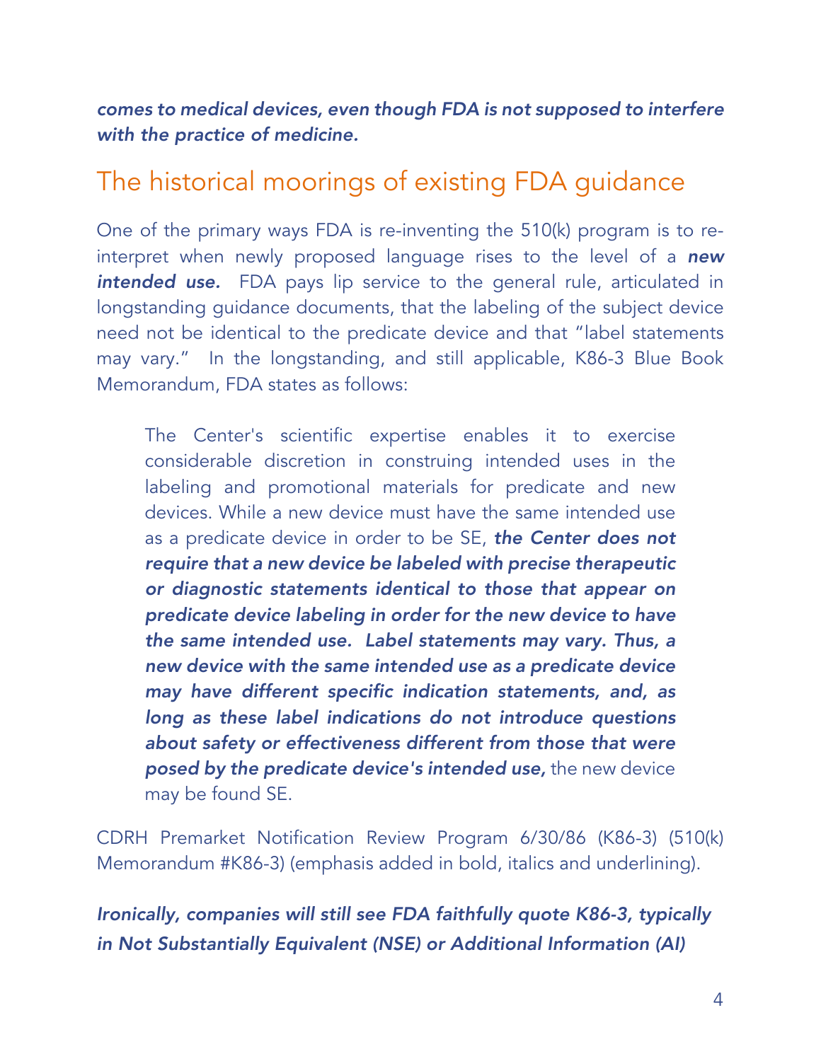***comes to medical devices, even though FDA is not supposed to interfere with the practice of medicine.***

## The historical moorings of existing FDA guidance

One of the primary ways FDA is re-inventing the 510(k) program is to re-interpret when newly proposed language rises to the level of a ***new intended use.*** FDA pays lip service to the general rule, articulated in longstanding guidance documents, that the labeling of the subject device need not be identical to the predicate device and that "label statements may vary." In the longstanding, and still applicable, K86-3 Blue Book Memorandum, FDA states as follows:

> The Center's scientific expertise enables it to exercise considerable discretion in construing intended uses in the labeling and promotional materials for predicate and new devices. While a new device must have the same intended use as a predicate device in order to be SE, ***the Center does not require that a new device be labeled with precise therapeutic or diagnostic statements identical to those that appear on predicate device labeling in order for the new device to have the same intended use. Label statements may vary. Thus, a new device with the same intended use as a predicate device may have different specific indication statements, and, as long as these label indications do not introduce questions about safety or effectiveness different from those that were posed by the predicate device's intended use,*** the new device may be found SE.

CDRH Premarket Notification Review Program 6/30/86 (K86-3) (510(k) Memorandum #K86-3) (emphasis added in bold, italics and underlining).

***Ironically, companies will still see FDA faithfully quote K86-3, typically in Not Substantially Equivalent (NSE) or Additional Information (AI)***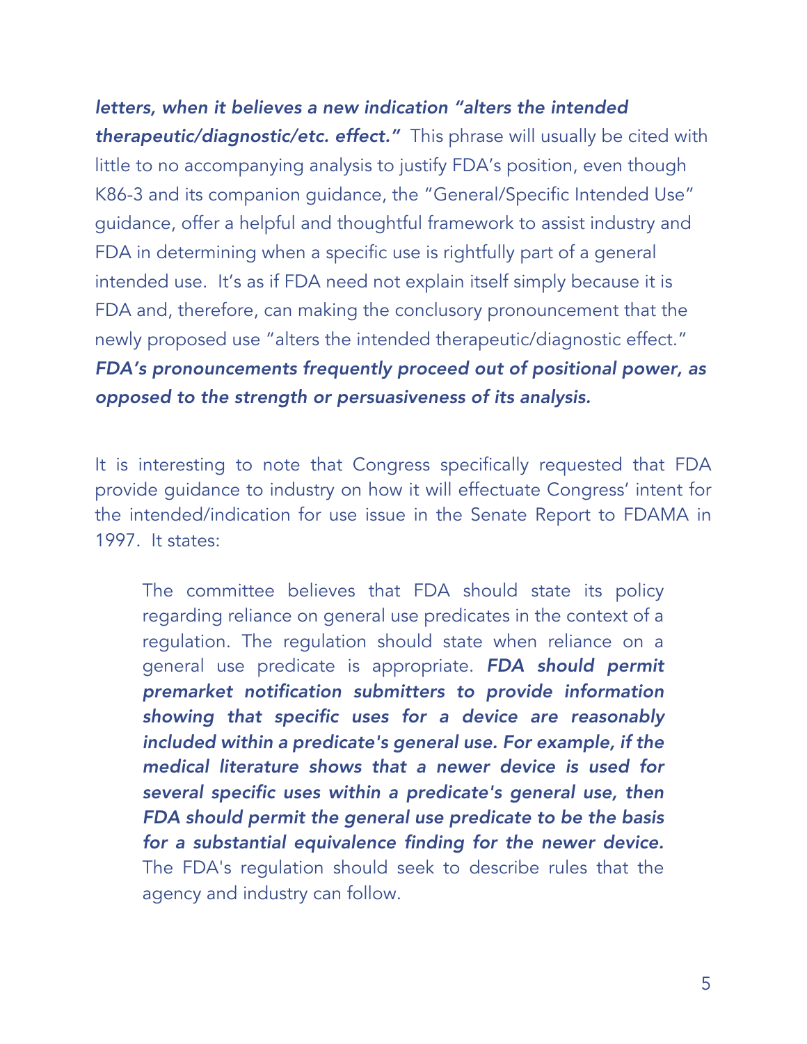***letters, when it believes a new indication "alters the intended therapeutic/diagnostic/etc. effect."*** This phrase will usually be cited with little to no accompanying analysis to justify FDA's position, even though K86-3 and its companion guidance, the "General/Specific Intended Use" guidance, offer a helpful and thoughtful framework to assist industry and FDA in determining when a specific use is rightfully part of a general intended use. It's as if FDA need not explain itself simply because it is FDA and, therefore, can making the conclusory pronouncement that the newly proposed use "alters the intended therapeutic/diagnostic effect." ***FDA's pronouncements frequently proceed out of positional power, as opposed to the strength or persuasiveness of its analysis.***

It is interesting to note that Congress specifically requested that FDA provide guidance to industry on how it will effectuate Congress' intent for the intended/indication for use issue in the Senate Report to FDAMA in 1997. It states:

> The committee believes that FDA should state its policy regarding reliance on general use predicates in the context of a regulation. The regulation should state when reliance on a general use predicate is appropriate. ***FDA should permit premarket notification submitters to provide information showing that specific uses for a device are reasonably included within a predicate's general use. For example, if the medical literature shows that a newer device is used for several specific uses within a predicate's general use, then FDA should permit the general use predicate to be the basis for a substantial equivalence finding for the newer device.*** The FDA's regulation should seek to describe rules that the agency and industry can follow.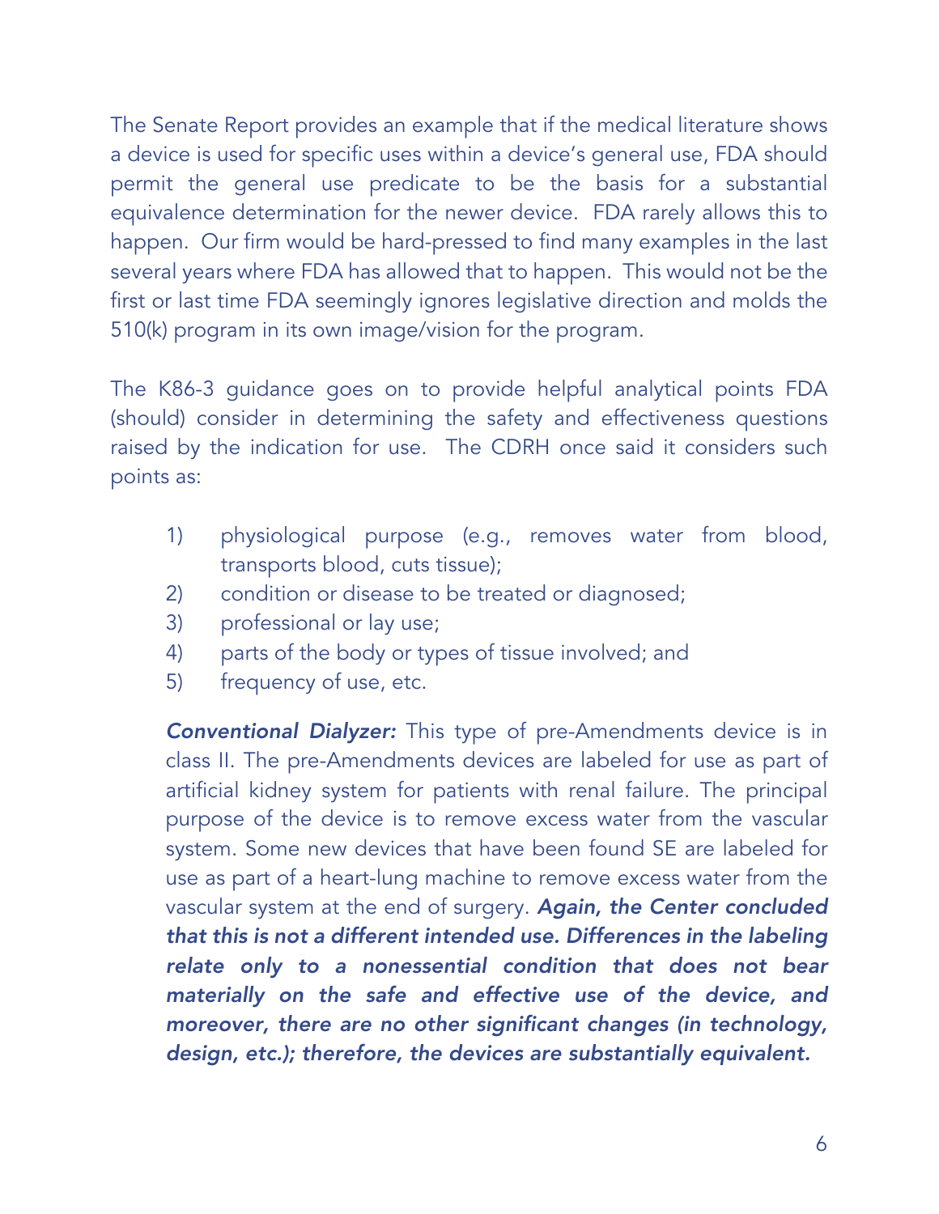The Senate Report provides an example that if the medical literature shows a device is used for specific uses within a device's general use, FDA should permit the general use predicate to be the basis for a substantial equivalence determination for the newer device. FDA rarely allows this to happen. Our firm would be hard-pressed to find many examples in the last several years where FDA has allowed that to happen. This would not be the first or last time FDA seemingly ignores legislative direction and molds the 510(k) program in its own image/vision for the program.

The K86-3 guidance goes on to provide helpful analytical points FDA (should) consider in determining the safety and effectiveness questions raised by the indication for use. The CDRH once said it considers such points as:

1) physiological purpose (e.g., removes water from blood, transports blood, cuts tissue);
2) condition or disease to be treated or diagnosed;
3) professional or lay use;
4) parts of the body or types of tissue involved; and
5) frequency of use, etc.

> ***Conventional Dialyzer:*** This type of pre-Amendments device is in class II. The pre-Amendments devices are labeled for use as part of artificial kidney system for patients with renal failure. The principal purpose of the device is to remove excess water from the vascular system. Some new devices that have been found SE are labeled for use as part of a heart-lung machine to remove excess water from the vascular system at the end of surgery. ***Again, the Center concluded that this is not a different intended use. Differences in the labeling relate only to a nonessential condition that does not bear materially on the safe and effective use of the device, and moreover, there are no other significant changes (in technology, design, etc.); therefore, the devices are substantially equivalent.***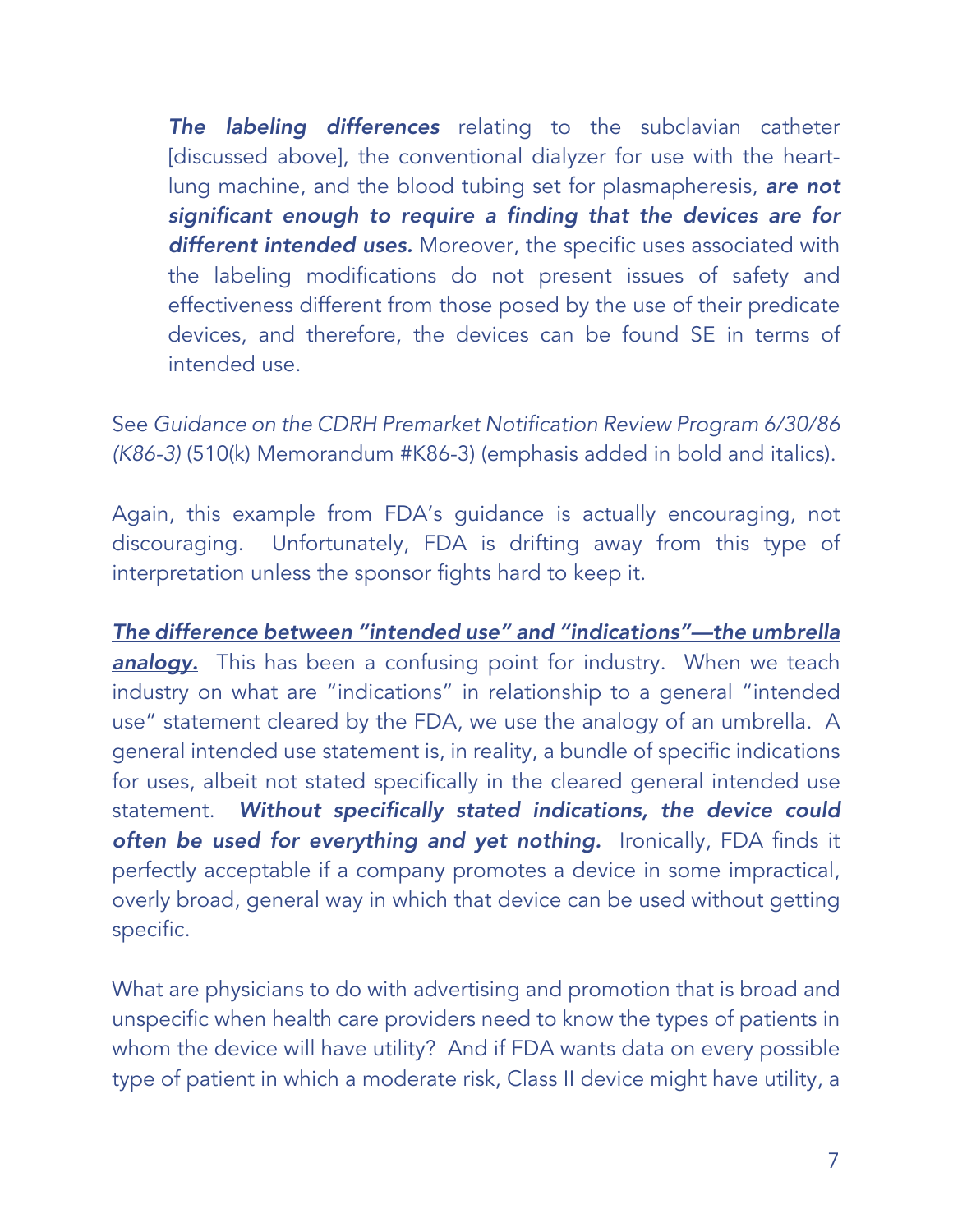> ***The labeling differences*** relating to the subclavian catheter [discussed above], the conventional dialyzer for use with the heart-lung machine, and the blood tubing set for plasmapheresis, ***are not significant enough to require a finding that the devices are for different intended uses.*** Moreover, the specific uses associated with the labeling modifications do not present issues of safety and effectiveness different from those posed by the use of their predicate devices, and therefore, the devices can be found SE in terms of intended use.

See *Guidance on the CDRH Premarket Notification Review Program 6/30/86 (K86-3)* (510(k) Memorandum #K86-3) (emphasis added in bold and italics).

Again, this example from FDA's guidance is actually encouraging, not discouraging. Unfortunately, FDA is drifting away from this type of interpretation unless the sponsor fights hard to keep it.

***<u>The difference between "intended use" and "indications"—the umbrella analogy.</u>*** This has been a confusing point for industry. When we teach industry on what are "indications" in relationship to a general "intended use" statement cleared by the FDA, we use the analogy of an umbrella. A general intended use statement is, in reality, a bundle of specific indications for uses, albeit not stated specifically in the cleared general intended use statement. ***Without specifically stated indications, the device could often be used for everything and yet nothing.*** Ironically, FDA finds it perfectly acceptable if a company promotes a device in some impractical, overly broad, general way in which that device can be used without getting specific.

What are physicians to do with advertising and promotion that is broad and unspecific when health care providers need to know the types of patients in whom the device will have utility? And if FDA wants data on every possible type of patient in which a moderate risk, Class II device might have utility, a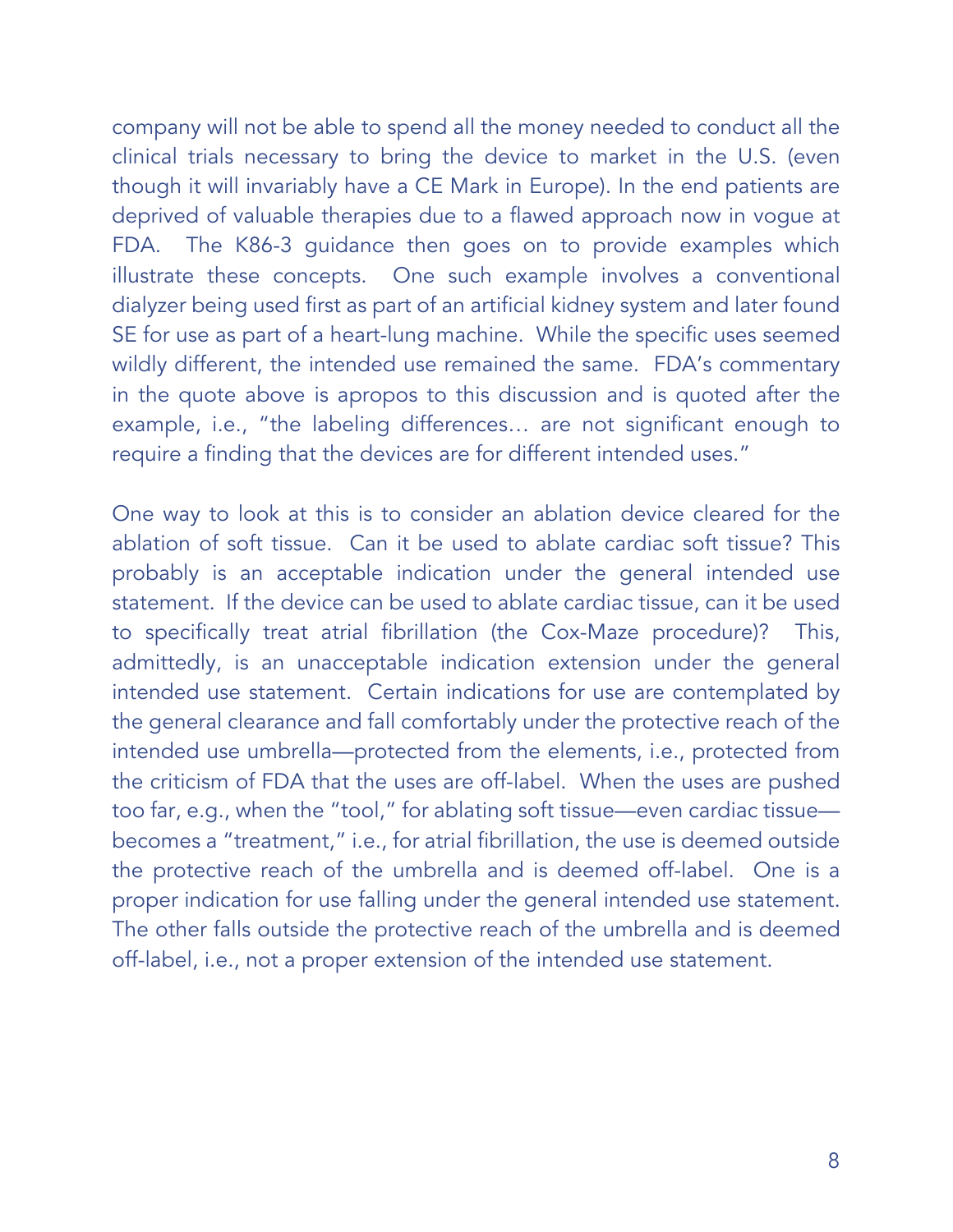company will not be able to spend all the money needed to conduct all the clinical trials necessary to bring the device to market in the U.S. (even though it will invariably have a CE Mark in Europe). In the end patients are deprived of valuable therapies due to a flawed approach now in vogue at FDA. The K86-3 guidance then goes on to provide examples which illustrate these concepts. One such example involves a conventional dialyzer being used first as part of an artificial kidney system and later found SE for use as part of a heart-lung machine. While the specific uses seemed wildly different, the intended use remained the same. FDA's commentary in the quote above is apropos to this discussion and is quoted after the example, i.e., "the labeling differences… are not significant enough to require a finding that the devices are for different intended uses."

One way to look at this is to consider an ablation device cleared for the ablation of soft tissue. Can it be used to ablate cardiac soft tissue? This probably is an acceptable indication under the general intended use statement. If the device can be used to ablate cardiac tissue, can it be used to specifically treat atrial fibrillation (the Cox-Maze procedure)? This, admittedly, is an unacceptable indication extension under the general intended use statement. Certain indications for use are contemplated by the general clearance and fall comfortably under the protective reach of the intended use umbrella—protected from the elements, i.e., protected from the criticism of FDA that the uses are off-label. When the uses are pushed too far, e.g., when the "tool," for ablating soft tissue—even cardiac tissue—becomes a "treatment," i.e., for atrial fibrillation, the use is deemed outside the protective reach of the umbrella and is deemed off-label. One is a proper indication for use falling under the general intended use statement. The other falls outside the protective reach of the umbrella and is deemed off-label, i.e., not a proper extension of the intended use statement.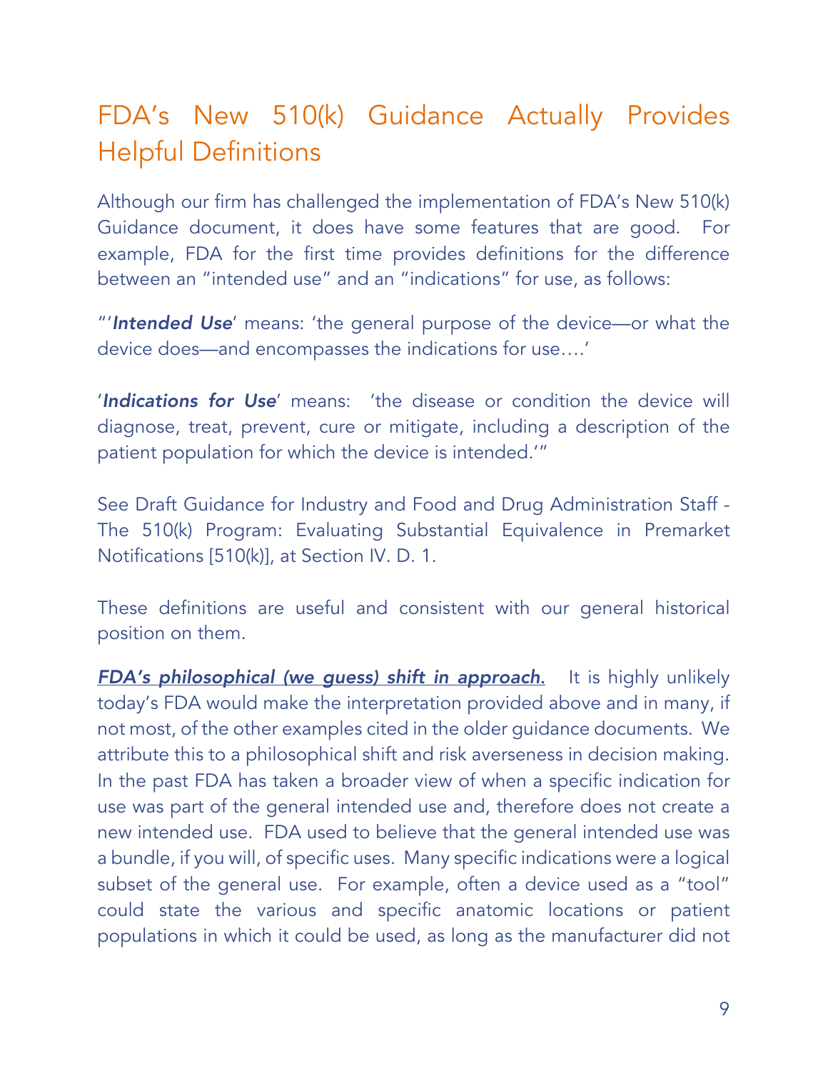## FDA's New 510(k) Guidance Actually Provides Helpful Definitions

Although our firm has challenged the implementation of FDA's New 510(k) Guidance document, it does have some features that are good. For example, FDA for the first time provides definitions for the difference between an "intended use" and an "indications" for use, as follows:

"'***Intended Use***' means: 'the general purpose of the device—or what the device does—and encompasses the indications for use….'

'***Indications for Use***' means: 'the disease or condition the device will diagnose, treat, prevent, cure or mitigate, including a description of the patient population for which the device is intended.'"

See Draft Guidance for Industry and Food and Drug Administration Staff - The 510(k) Program: Evaluating Substantial Equivalence in Premarket Notifications [510(k)], at Section IV. D. 1.

These definitions are useful and consistent with our general historical position on them.

***<u>FDA's philosophical (we guess) shift in approach</u>.*** It is highly unlikely today's FDA would make the interpretation provided above and in many, if not most, of the other examples cited in the older guidance documents. We attribute this to a philosophical shift and risk averseness in decision making. In the past FDA has taken a broader view of when a specific indication for use was part of the general intended use and, therefore does not create a new intended use. FDA used to believe that the general intended use was a bundle, if you will, of specific uses. Many specific indications were a logical subset of the general use. For example, often a device used as a "tool" could state the various and specific anatomic locations or patient populations in which it could be used, as long as the manufacturer did not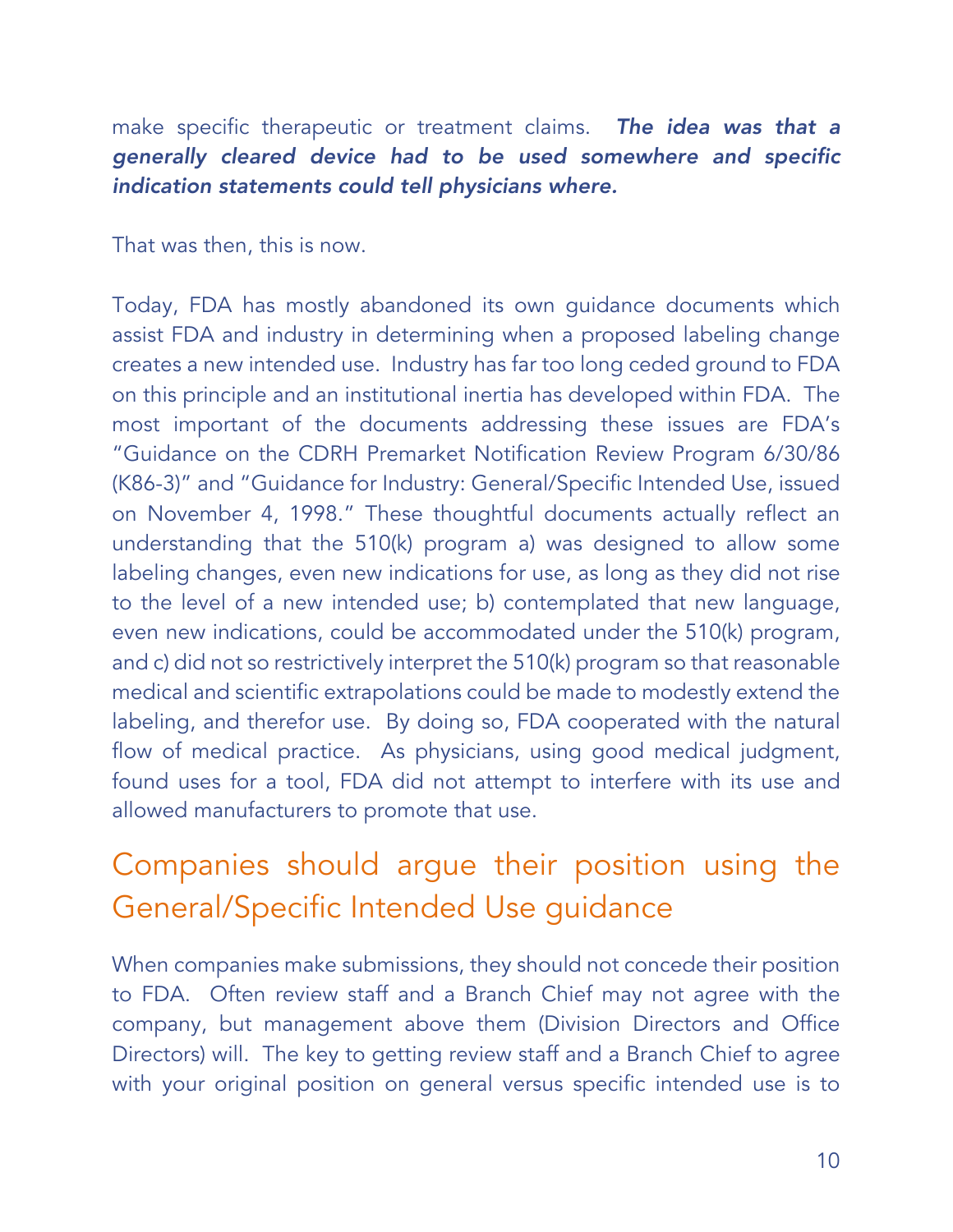make specific therapeutic or treatment claims. ***The idea was that a generally cleared device had to be used somewhere and specific indication statements could tell physicians where.***

That was then, this is now.

Today, FDA has mostly abandoned its own guidance documents which assist FDA and industry in determining when a proposed labeling change creates a new intended use. Industry has far too long ceded ground to FDA on this principle and an institutional inertia has developed within FDA. The most important of the documents addressing these issues are FDA's "Guidance on the CDRH Premarket Notification Review Program 6/30/86 (K86-3)" and "Guidance for Industry: General/Specific Intended Use, issued on November 4, 1998." These thoughtful documents actually reflect an understanding that the 510(k) program a) was designed to allow some labeling changes, even new indications for use, as long as they did not rise to the level of a new intended use; b) contemplated that new language, even new indications, could be accommodated under the 510(k) program, and c) did not so restrictively interpret the 510(k) program so that reasonable medical and scientific extrapolations could be made to modestly extend the labeling, and therefor use. By doing so, FDA cooperated with the natural flow of medical practice. As physicians, using good medical judgment, found uses for a tool, FDA did not attempt to interfere with its use and allowed manufacturers to promote that use.

## Companies should argue their position using the General/Specific Intended Use guidance

When companies make submissions, they should not concede their position to FDA. Often review staff and a Branch Chief may not agree with the company, but management above them (Division Directors and Office Directors) will. The key to getting review staff and a Branch Chief to agree with your original position on general versus specific intended use is to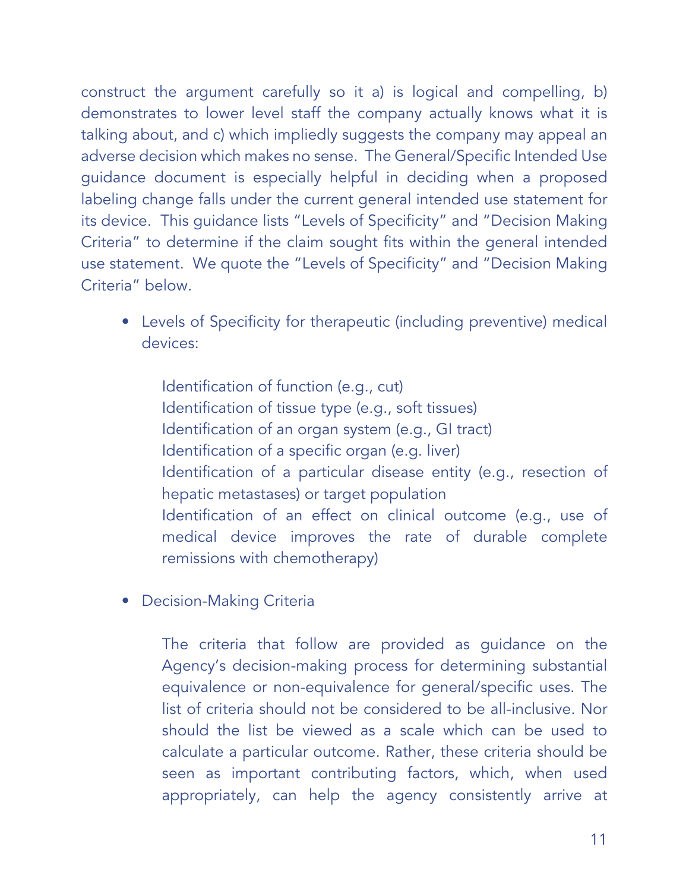construct the argument carefully so it a) is logical and compelling, b) demonstrates to lower level staff the company actually knows what it is talking about, and c) which impliedly suggests the company may appeal an adverse decision which makes no sense. The General/Specific Intended Use guidance document is especially helpful in deciding when a proposed labeling change falls under the current general intended use statement for its device. This guidance lists "Levels of Specificity" and "Decision Making Criteria" to determine if the claim sought fits within the general intended use statement. We quote the "Levels of Specificity" and "Decision Making Criteria" below.

- Levels of Specificity for therapeutic (including preventive) medical devices:

  Identification of function (e.g., cut)
  Identification of tissue type (e.g., soft tissues)
  Identification of an organ system (e.g., GI tract)
  Identification of a specific organ (e.g. liver)
  Identification of a particular disease entity (e.g., resection of hepatic metastases) or target population
  Identification of an effect on clinical outcome (e.g., use of medical device improves the rate of durable complete remissions with chemotherapy)

- Decision-Making Criteria

  The criteria that follow are provided as guidance on the Agency's decision-making process for determining substantial equivalence or non-equivalence for general/specific uses. The list of criteria should not be considered to be all-inclusive. Nor should the list be viewed as a scale which can be used to calculate a particular outcome. Rather, these criteria should be seen as important contributing factors, which, when used appropriately, can help the agency consistently arrive at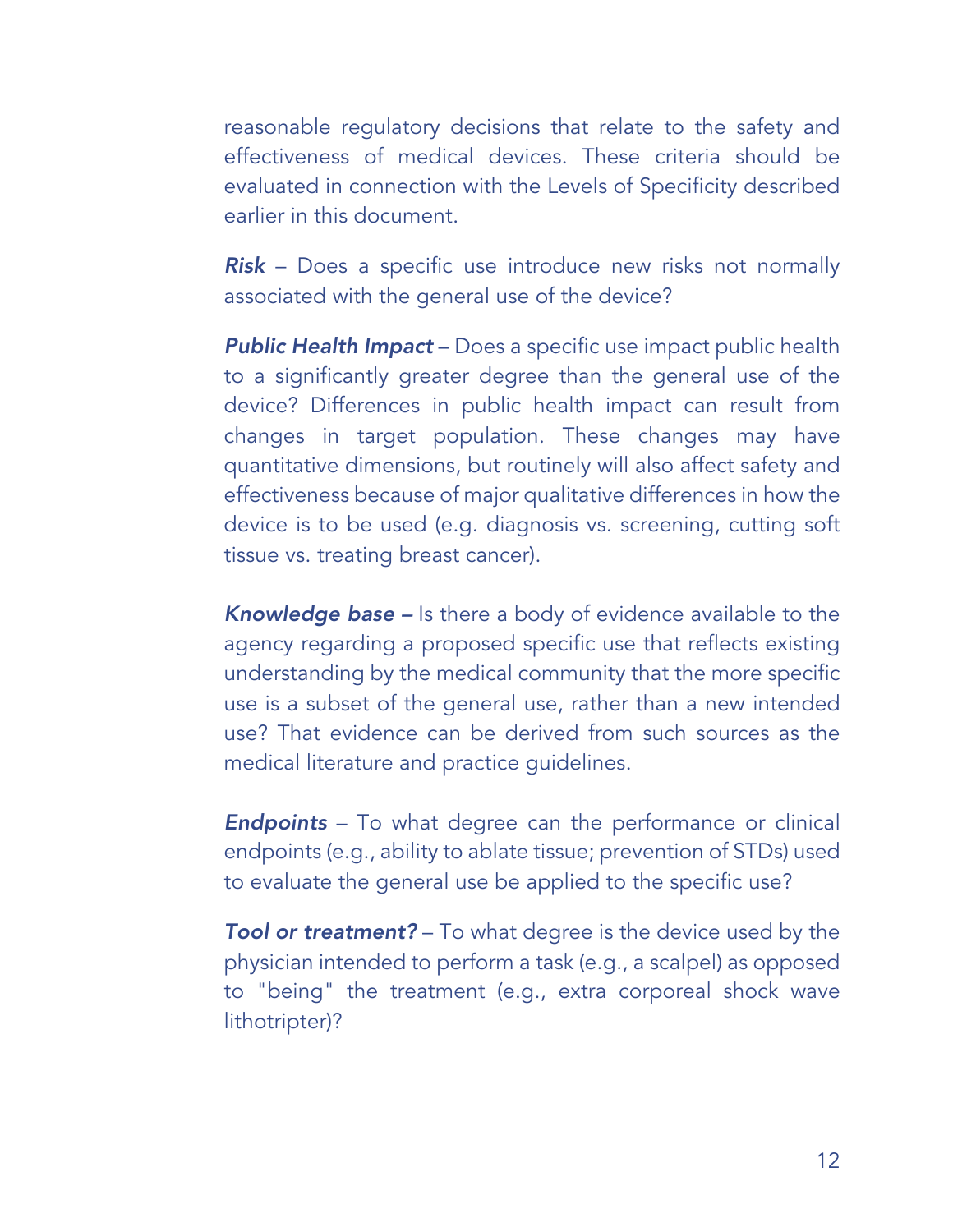reasonable regulatory decisions that relate to the safety and effectiveness of medical devices. These criteria should be evaluated in connection with the Levels of Specificity described earlier in this document.

***Risk*** – Does a specific use introduce new risks not normally associated with the general use of the device?

***Public Health Impact*** – Does a specific use impact public health to a significantly greater degree than the general use of the device? Differences in public health impact can result from changes in target population. These changes may have quantitative dimensions, but routinely will also affect safety and effectiveness because of major qualitative differences in how the device is to be used (e.g. diagnosis vs. screening, cutting soft tissue vs. treating breast cancer).

***Knowledge base –*** Is there a body of evidence available to the agency regarding a proposed specific use that reflects existing understanding by the medical community that the more specific use is a subset of the general use, rather than a new intended use? That evidence can be derived from such sources as the medical literature and practice guidelines.

***Endpoints*** – To what degree can the performance or clinical endpoints (e.g., ability to ablate tissue; prevention of STDs) used to evaluate the general use be applied to the specific use?

***Tool or treatment?*** – To what degree is the device used by the physician intended to perform a task (e.g., a scalpel) as opposed to "being" the treatment (e.g., extra corporeal shock wave lithotripter)?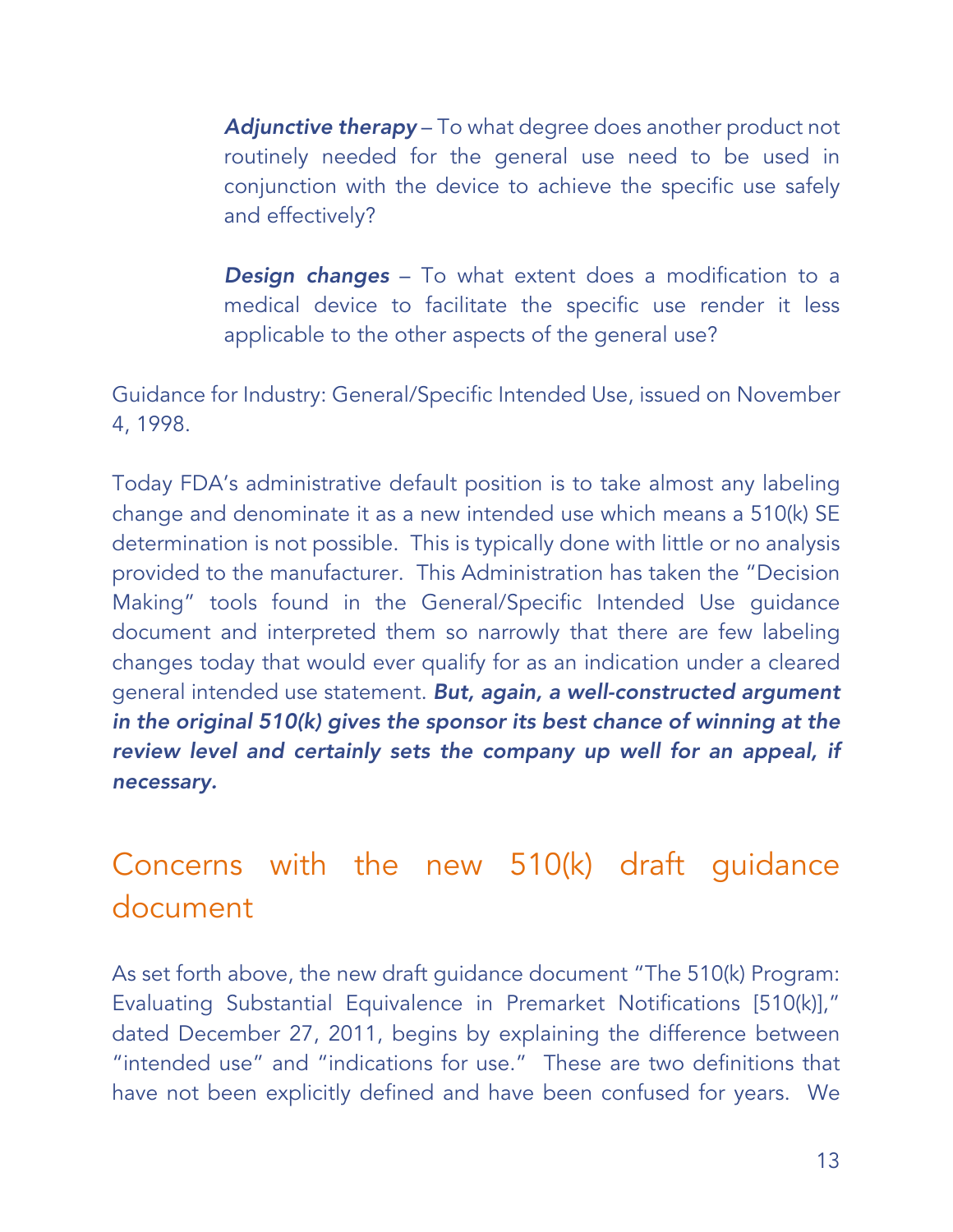> ***Adjunctive therapy*** – To what degree does another product not routinely needed for the general use need to be used in conjunction with the device to achieve the specific use safely and effectively?
>
> ***Design changes*** – To what extent does a modification to a medical device to facilitate the specific use render it less applicable to the other aspects of the general use?

Guidance for Industry: General/Specific Intended Use, issued on November 4, 1998.

Today FDA's administrative default position is to take almost any labeling change and denominate it as a new intended use which means a 510(k) SE determination is not possible. This is typically done with little or no analysis provided to the manufacturer. This Administration has taken the "Decision Making" tools found in the General/Specific Intended Use guidance document and interpreted them so narrowly that there are few labeling changes today that would ever qualify for as an indication under a cleared general intended use statement. ***But, again, a well-constructed argument in the original 510(k) gives the sponsor its best chance of winning at the review level and certainly sets the company up well for an appeal, if necessary.***

## Concerns with the new 510(k) draft guidance document

As set forth above, the new draft guidance document "The 510(k) Program: Evaluating Substantial Equivalence in Premarket Notifications [510(k)]," dated December 27, 2011, begins by explaining the difference between "intended use" and "indications for use." These are two definitions that have not been explicitly defined and have been confused for years. We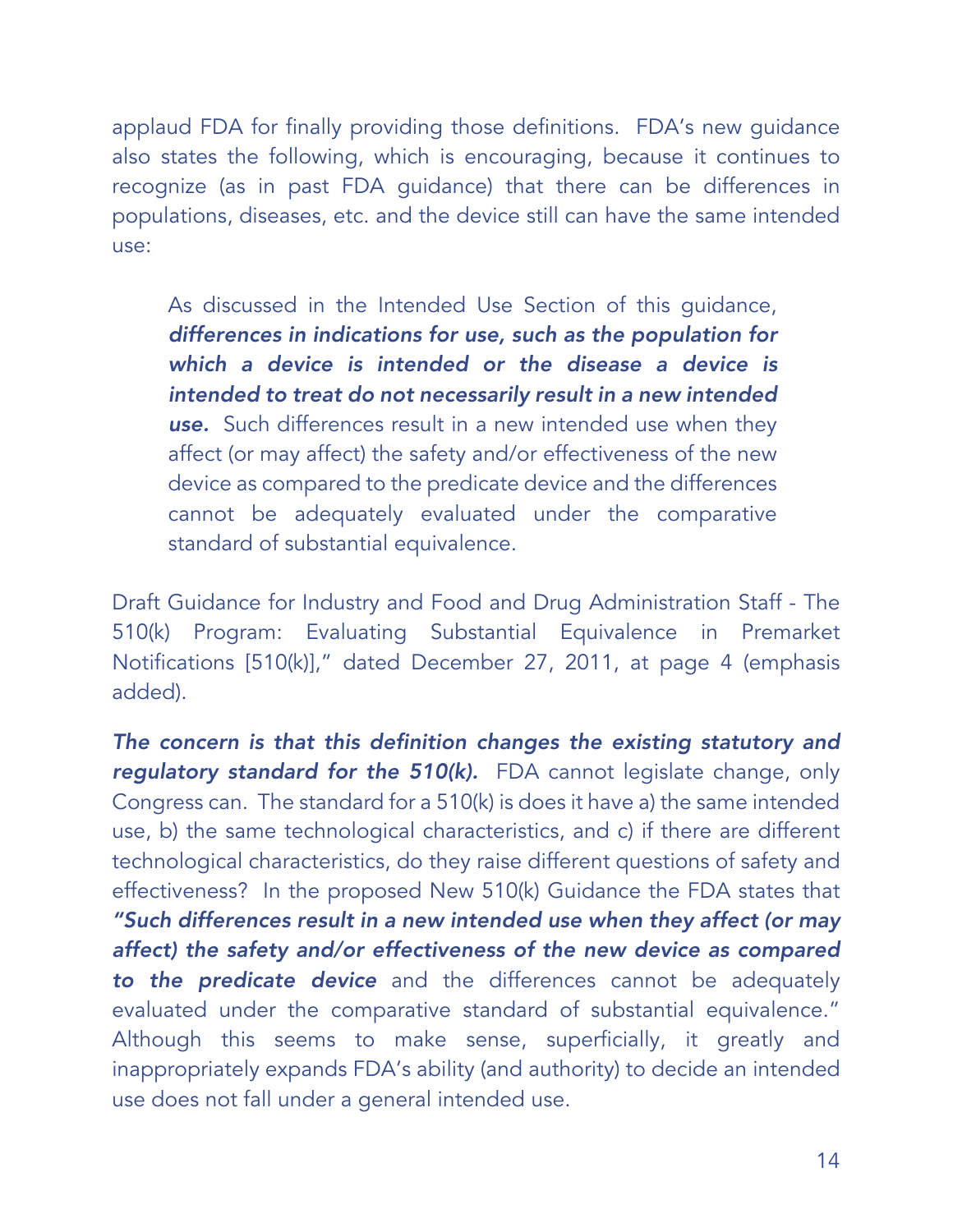applaud FDA for finally providing those definitions. FDA's new guidance also states the following, which is encouraging, because it continues to recognize (as in past FDA guidance) that there can be differences in populations, diseases, etc. and the device still can have the same intended use:

> As discussed in the Intended Use Section of this guidance, ***differences in indications for use, such as the population for which a device is intended or the disease a device is intended to treat do not necessarily result in a new intended use.*** Such differences result in a new intended use when they affect (or may affect) the safety and/or effectiveness of the new device as compared to the predicate device and the differences cannot be adequately evaluated under the comparative standard of substantial equivalence.

Draft Guidance for Industry and Food and Drug Administration Staff - The 510(k) Program: Evaluating Substantial Equivalence in Premarket Notifications [510(k)]," dated December 27, 2011, at page 4 (emphasis added).

***The concern is that this definition changes the existing statutory and regulatory standard for the 510(k).*** FDA cannot legislate change, only Congress can. The standard for a 510(k) is does it have a) the same intended use, b) the same technological characteristics, and c) if there are different technological characteristics, do they raise different questions of safety and effectiveness? In the proposed New 510(k) Guidance the FDA states that ***"Such differences result in a new intended use when they affect (or may affect) the safety and/or effectiveness of the new device as compared to the predicate device*** and the differences cannot be adequately evaluated under the comparative standard of substantial equivalence." Although this seems to make sense, superficially, it greatly and inappropriately expands FDA's ability (and authority) to decide an intended use does not fall under a general intended use.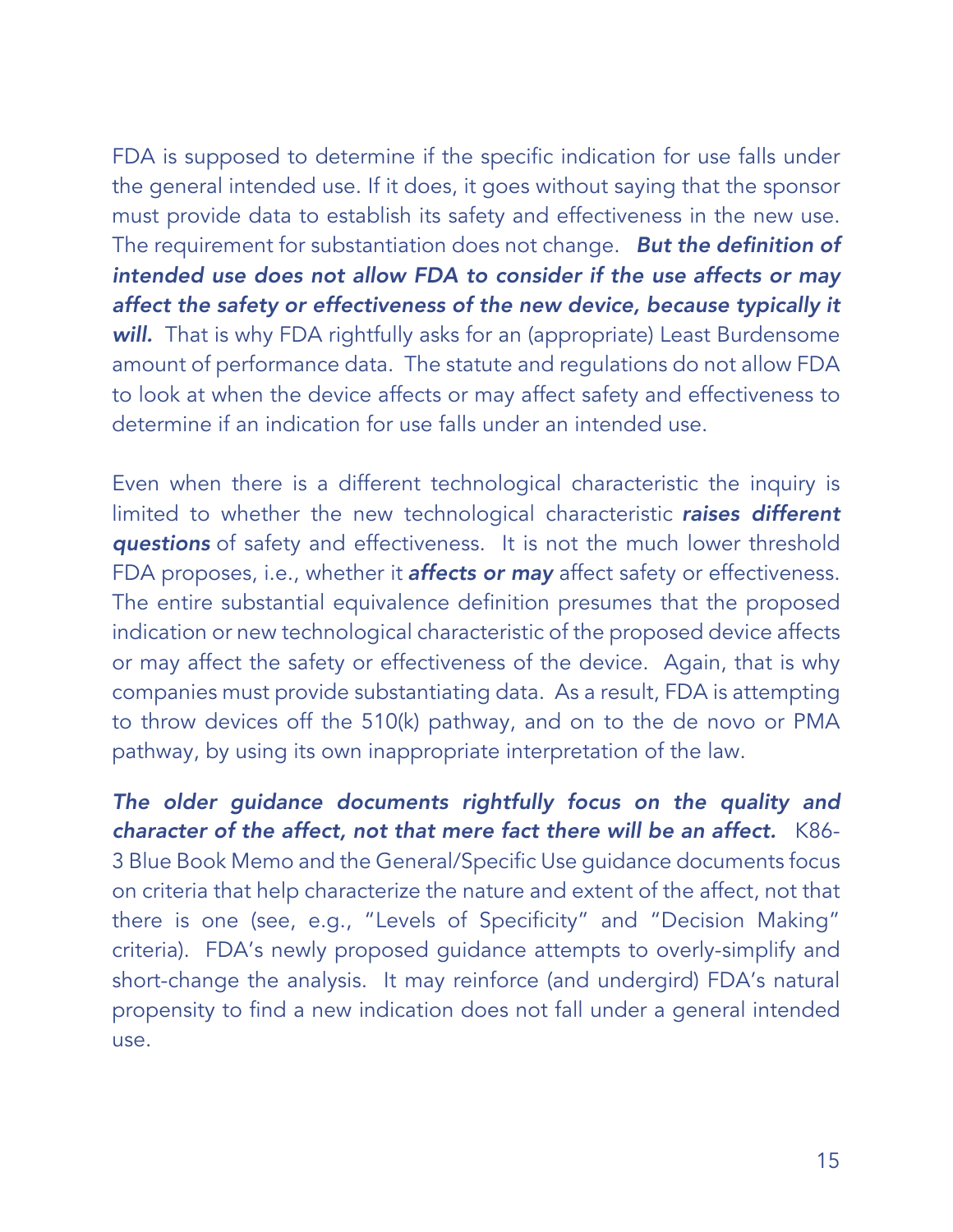FDA is supposed to determine if the specific indication for use falls under the general intended use. If it does, it goes without saying that the sponsor must provide data to establish its safety and effectiveness in the new use. The requirement for substantiation does not change. ***But the definition of intended use does not allow FDA to consider if the use affects or may affect the safety or effectiveness of the new device, because typically it will.*** That is why FDA rightfully asks for an (appropriate) Least Burdensome amount of performance data. The statute and regulations do not allow FDA to look at when the device affects or may affect safety and effectiveness to determine if an indication for use falls under an intended use.

Even when there is a different technological characteristic the inquiry is limited to whether the new technological characteristic ***raises different questions*** of safety and effectiveness. It is not the much lower threshold FDA proposes, i.e., whether it ***affects or may*** affect safety or effectiveness. The entire substantial equivalence definition presumes that the proposed indication or new technological characteristic of the proposed device affects or may affect the safety or effectiveness of the device. Again, that is why companies must provide substantiating data. As a result, FDA is attempting to throw devices off the 510(k) pathway, and on to the de novo or PMA pathway, by using its own inappropriate interpretation of the law.

***The older guidance documents rightfully focus on the quality and character of the affect, not that mere fact there will be an affect.*** K86-3 Blue Book Memo and the General/Specific Use guidance documents focus on criteria that help characterize the nature and extent of the affect, not that there is one (see, e.g., "Levels of Specificity" and "Decision Making" criteria). FDA's newly proposed guidance attempts to overly-simplify and short-change the analysis. It may reinforce (and undergird) FDA's natural propensity to find a new indication does not fall under a general intended use.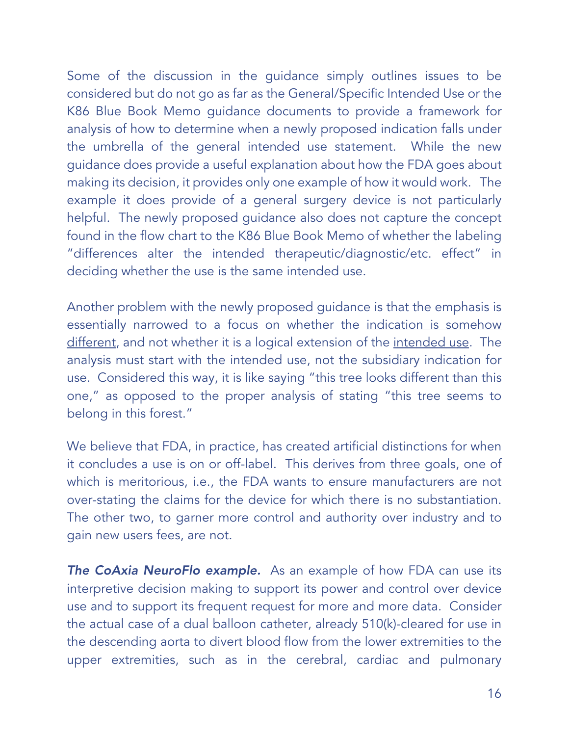Some of the discussion in the guidance simply outlines issues to be considered but do not go as far as the General/Specific Intended Use or the K86 Blue Book Memo guidance documents to provide a framework for analysis of how to determine when a newly proposed indication falls under the umbrella of the general intended use statement. While the new guidance does provide a useful explanation about how the FDA goes about making its decision, it provides only one example of how it would work. The example it does provide of a general surgery device is not particularly helpful. The newly proposed guidance also does not capture the concept found in the flow chart to the K86 Blue Book Memo of whether the labeling "differences alter the intended therapeutic/diagnostic/etc. effect" in deciding whether the use is the same intended use.

Another problem with the newly proposed guidance is that the emphasis is essentially narrowed to a focus on whether the <u>indication is somehow different</u>, and not whether it is a logical extension of the <u>intended use</u>. The analysis must start with the intended use, not the subsidiary indication for use. Considered this way, it is like saying "this tree looks different than this one," as opposed to the proper analysis of stating "this tree seems to belong in this forest."

We believe that FDA, in practice, has created artificial distinctions for when it concludes a use is on or off-label. This derives from three goals, one of which is meritorious, i.e., the FDA wants to ensure manufacturers are not over-stating the claims for the device for which there is no substantiation. The other two, to garner more control and authority over industry and to gain new users fees, are not.

***The CoAxia NeuroFlo example.*** As an example of how FDA can use its interpretive decision making to support its power and control over device use and to support its frequent request for more and more data. Consider the actual case of a dual balloon catheter, already 510(k)-cleared for use in the descending aorta to divert blood flow from the lower extremities to the upper extremities, such as in the cerebral, cardiac and pulmonary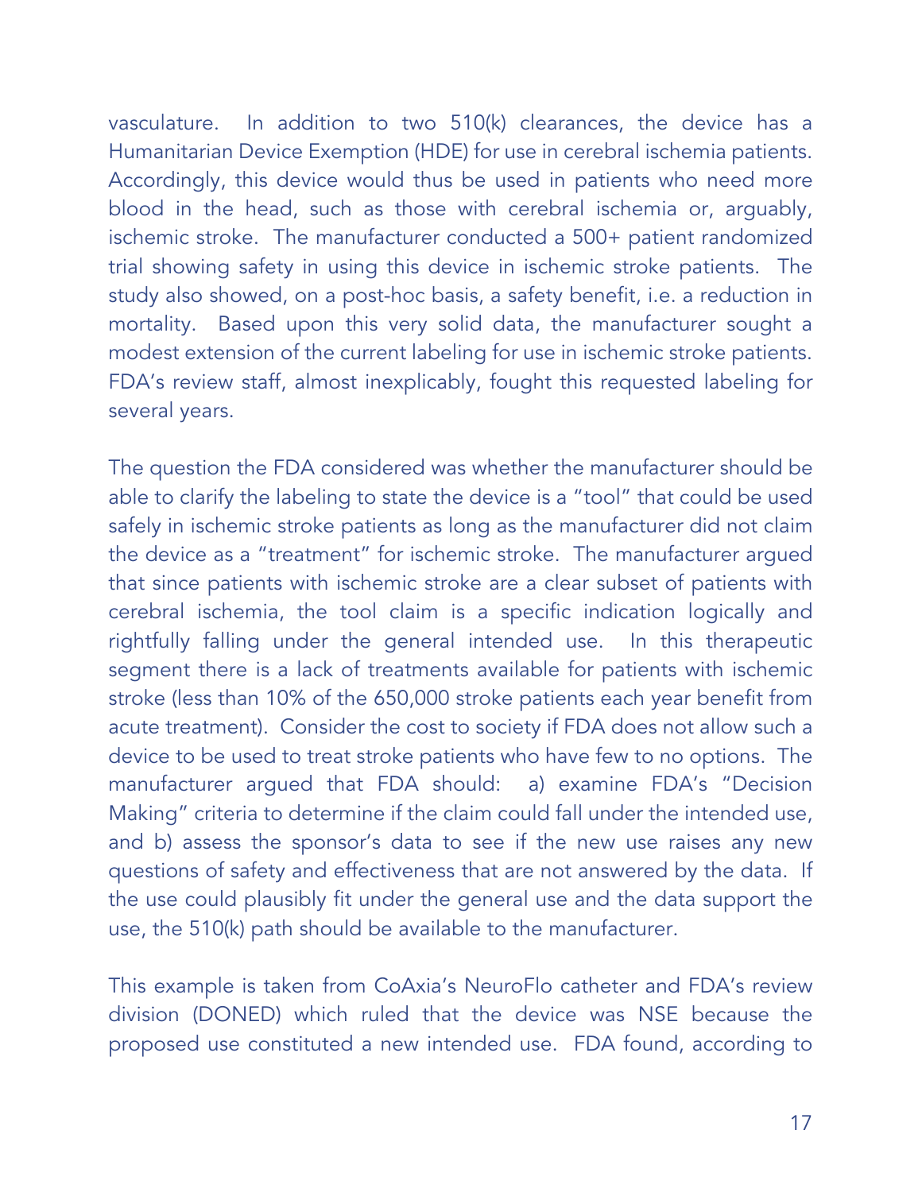vasculature. In addition to two 510(k) clearances, the device has a Humanitarian Device Exemption (HDE) for use in cerebral ischemia patients. Accordingly, this device would thus be used in patients who need more blood in the head, such as those with cerebral ischemia or, arguably, ischemic stroke. The manufacturer conducted a 500+ patient randomized trial showing safety in using this device in ischemic stroke patients. The study also showed, on a post-hoc basis, a safety benefit, i.e. a reduction in mortality. Based upon this very solid data, the manufacturer sought a modest extension of the current labeling for use in ischemic stroke patients. FDA's review staff, almost inexplicably, fought this requested labeling for several years.

The question the FDA considered was whether the manufacturer should be able to clarify the labeling to state the device is a "tool" that could be used safely in ischemic stroke patients as long as the manufacturer did not claim the device as a "treatment" for ischemic stroke. The manufacturer argued that since patients with ischemic stroke are a clear subset of patients with cerebral ischemia, the tool claim is a specific indication logically and rightfully falling under the general intended use. In this therapeutic segment there is a lack of treatments available for patients with ischemic stroke (less than 10% of the 650,000 stroke patients each year benefit from acute treatment). Consider the cost to society if FDA does not allow such a device to be used to treat stroke patients who have few to no options. The manufacturer argued that FDA should: a) examine FDA's "Decision Making" criteria to determine if the claim could fall under the intended use, and b) assess the sponsor's data to see if the new use raises any new questions of safety and effectiveness that are not answered by the data. If the use could plausibly fit under the general use and the data support the use, the 510(k) path should be available to the manufacturer.

This example is taken from CoAxia's NeuroFlo catheter and FDA's review division (DONED) which ruled that the device was NSE because the proposed use constituted a new intended use. FDA found, according to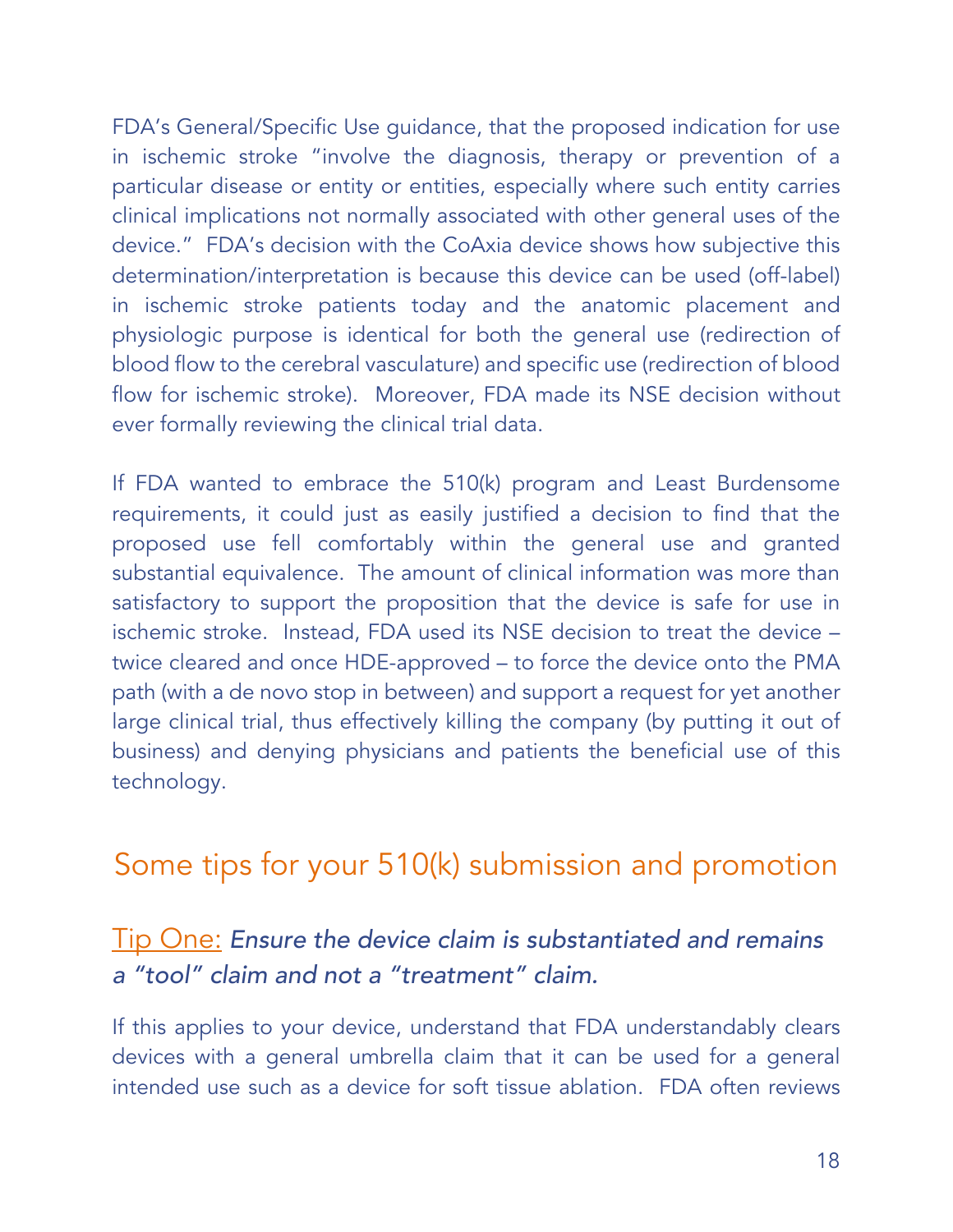FDA's General/Specific Use guidance, that the proposed indication for use in ischemic stroke "involve the diagnosis, therapy or prevention of a particular disease or entity or entities, especially where such entity carries clinical implications not normally associated with other general uses of the device." FDA's decision with the CoAxia device shows how subjective this determination/interpretation is because this device can be used (off-label) in ischemic stroke patients today and the anatomic placement and physiologic purpose is identical for both the general use (redirection of blood flow to the cerebral vasculature) and specific use (redirection of blood flow for ischemic stroke). Moreover, FDA made its NSE decision without ever formally reviewing the clinical trial data.

If FDA wanted to embrace the 510(k) program and Least Burdensome requirements, it could just as easily justified a decision to find that the proposed use fell comfortably within the general use and granted substantial equivalence. The amount of clinical information was more than satisfactory to support the proposition that the device is safe for use in ischemic stroke. Instead, FDA used its NSE decision to treat the device – twice cleared and once HDE-approved – to force the device onto the PMA path (with a de novo stop in between) and support a request for yet another large clinical trial, thus effectively killing the company (by putting it out of business) and denying physicians and patients the beneficial use of this technology.

## Some tips for your 510(k) submission and promotion

### Tip One: *Ensure the device claim is substantiated and remains a "tool" claim and not a "treatment" claim.*

If this applies to your device, understand that FDA understandably clears devices with a general umbrella claim that it can be used for a general intended use such as a device for soft tissue ablation. FDA often reviews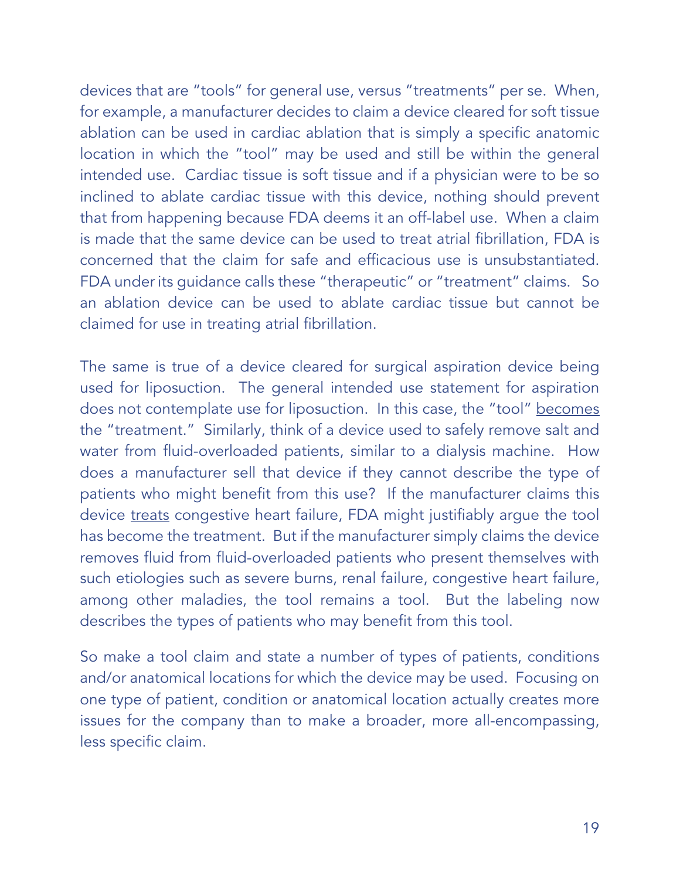devices that are "tools" for general use, versus "treatments" per se. When, for example, a manufacturer decides to claim a device cleared for soft tissue ablation can be used in cardiac ablation that is simply a specific anatomic location in which the "tool" may be used and still be within the general intended use. Cardiac tissue is soft tissue and if a physician were to be so inclined to ablate cardiac tissue with this device, nothing should prevent that from happening because FDA deems it an off-label use. When a claim is made that the same device can be used to treat atrial fibrillation, FDA is concerned that the claim for safe and efficacious use is unsubstantiated. FDA under its guidance calls these "therapeutic" or "treatment" claims. So an ablation device can be used to ablate cardiac tissue but cannot be claimed for use in treating atrial fibrillation.

The same is true of a device cleared for surgical aspiration device being used for liposuction. The general intended use statement for aspiration does not contemplate use for liposuction. In this case, the "tool" <u>becomes</u> the "treatment." Similarly, think of a device used to safely remove salt and water from fluid-overloaded patients, similar to a dialysis machine. How does a manufacturer sell that device if they cannot describe the type of patients who might benefit from this use? If the manufacturer claims this device <u>treats</u> congestive heart failure, FDA might justifiably argue the tool has become the treatment. But if the manufacturer simply claims the device removes fluid from fluid-overloaded patients who present themselves with such etiologies such as severe burns, renal failure, congestive heart failure, among other maladies, the tool remains a tool. But the labeling now describes the types of patients who may benefit from this tool.

So make a tool claim and state a number of types of patients, conditions and/or anatomical locations for which the device may be used. Focusing on one type of patient, condition or anatomical location actually creates more issues for the company than to make a broader, more all-encompassing, less specific claim.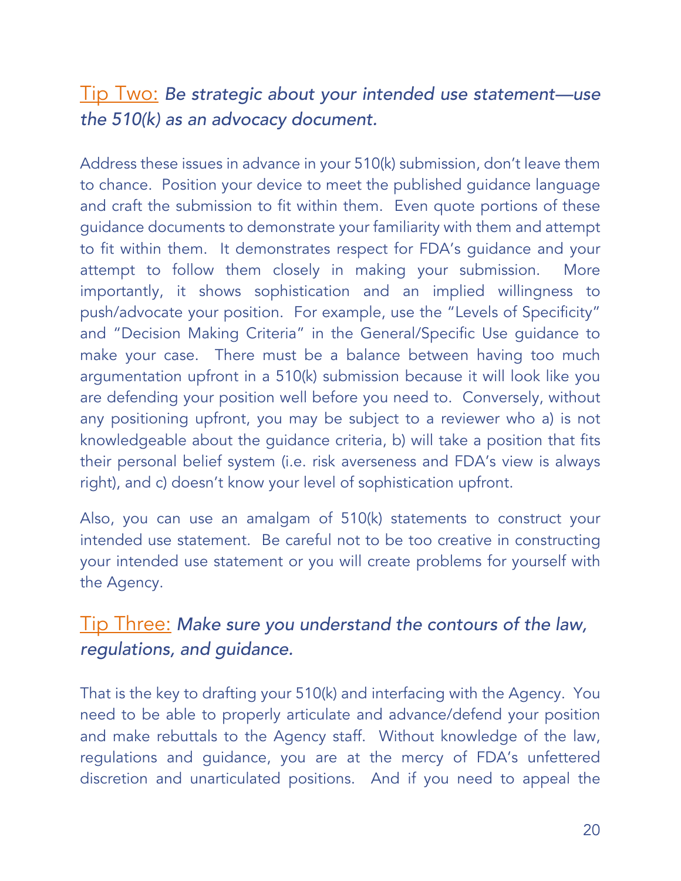## Tip Two: *Be strategic about your intended use statement—use the 510(k) as an advocacy document.*

Address these issues in advance in your 510(k) submission, don't leave them to chance. Position your device to meet the published guidance language and craft the submission to fit within them. Even quote portions of these guidance documents to demonstrate your familiarity with them and attempt to fit within them. It demonstrates respect for FDA's guidance and your attempt to follow them closely in making your submission. More importantly, it shows sophistication and an implied willingness to push/advocate your position. For example, use the "Levels of Specificity" and "Decision Making Criteria" in the General/Specific Use guidance to make your case. There must be a balance between having too much argumentation upfront in a 510(k) submission because it will look like you are defending your position well before you need to. Conversely, without any positioning upfront, you may be subject to a reviewer who a) is not knowledgeable about the guidance criteria, b) will take a position that fits their personal belief system (i.e. risk averseness and FDA's view is always right), and c) doesn't know your level of sophistication upfront.

Also, you can use an amalgam of 510(k) statements to construct your intended use statement. Be careful not to be too creative in constructing your intended use statement or you will create problems for yourself with the Agency.

## Tip Three: *Make sure you understand the contours of the law, regulations, and guidance.*

That is the key to drafting your 510(k) and interfacing with the Agency. You need to be able to properly articulate and advance/defend your position and make rebuttals to the Agency staff. Without knowledge of the law, regulations and guidance, you are at the mercy of FDA's unfettered discretion and unarticulated positions. And if you need to appeal the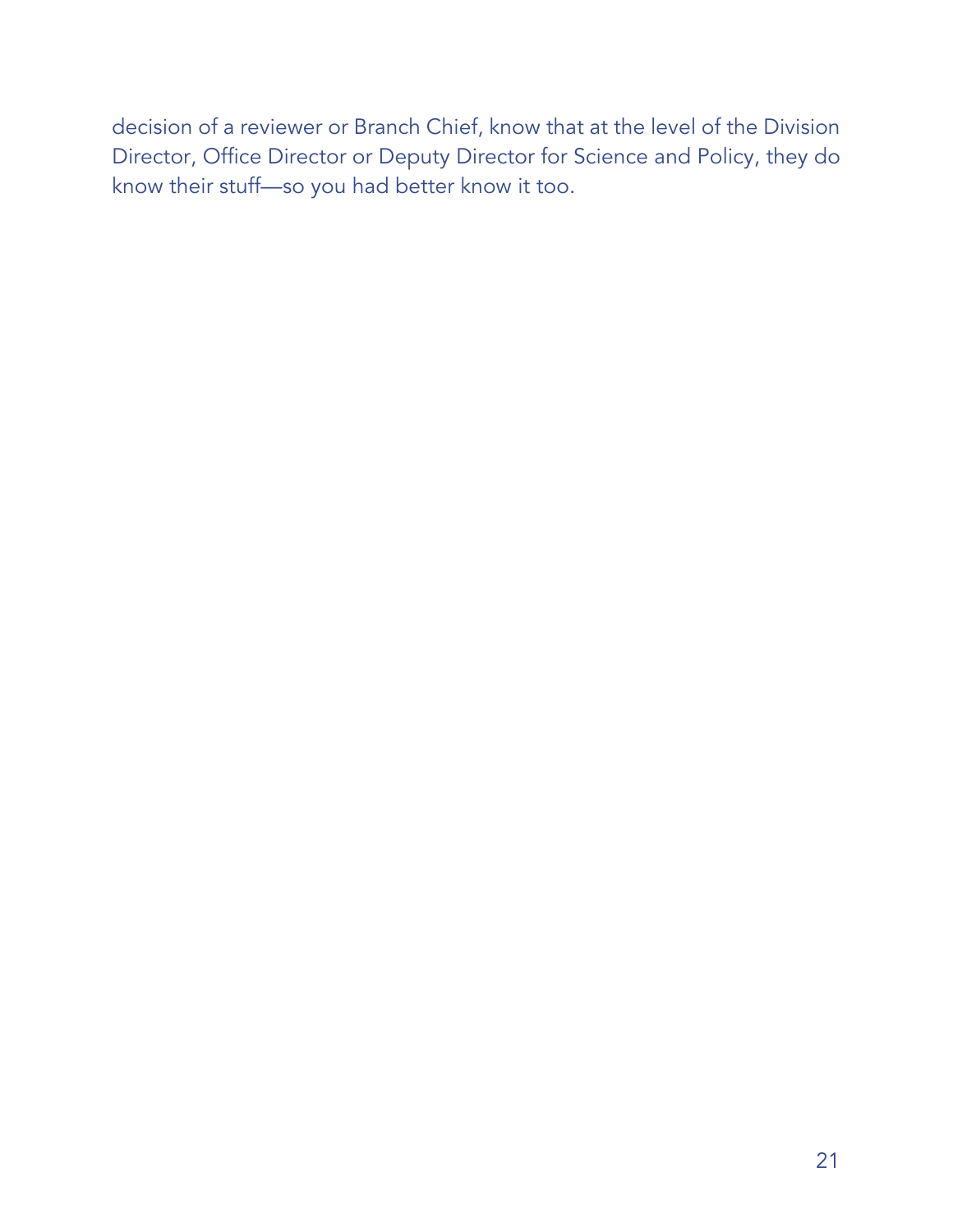decision of a reviewer or Branch Chief, know that at the level of the Division Director, Office Director or Deputy Director for Science and Policy, they do know their stuff—so you had better know it too.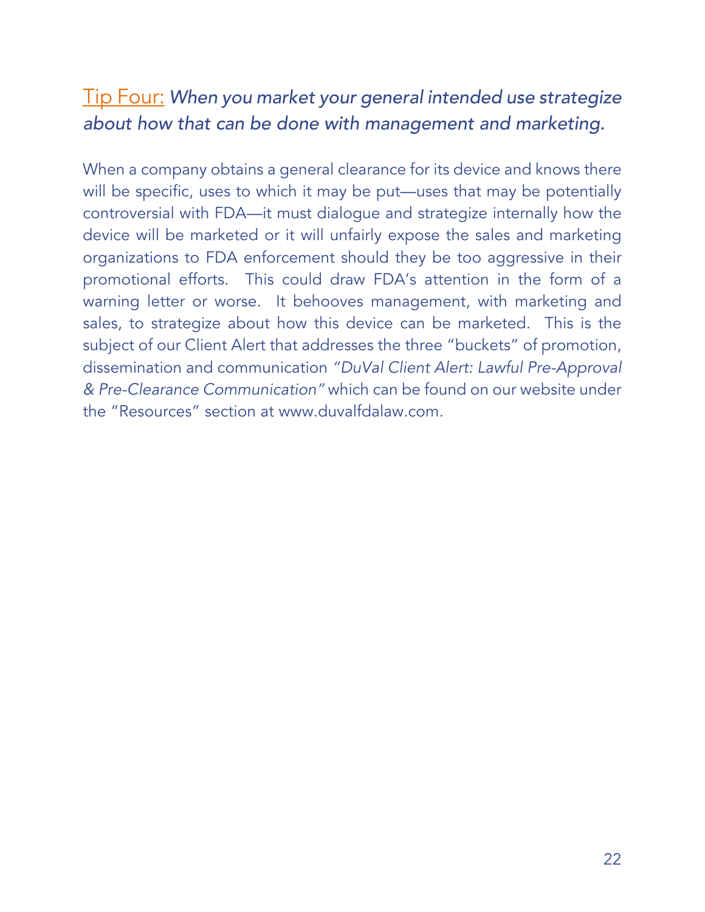## <u>Tip Four:</u> *When you market your general intended use strategize about how that can be done with management and marketing.*

When a company obtains a general clearance for its device and knows there will be specific, uses to which it may be put—uses that may be potentially controversial with FDA—it must dialogue and strategize internally how the device will be marketed or it will unfairly expose the sales and marketing organizations to FDA enforcement should they be too aggressive in their promotional efforts. This could draw FDA's attention in the form of a warning letter or worse. It behooves management, with marketing and sales, to strategize about how this device can be marketed. This is the subject of our Client Alert that addresses the three "buckets" of promotion, dissemination and communication *"DuVal Client Alert: Lawful Pre-Approval & Pre-Clearance Communication"* which can be found on our website under the "Resources" section at www.duvalfdalaw.com.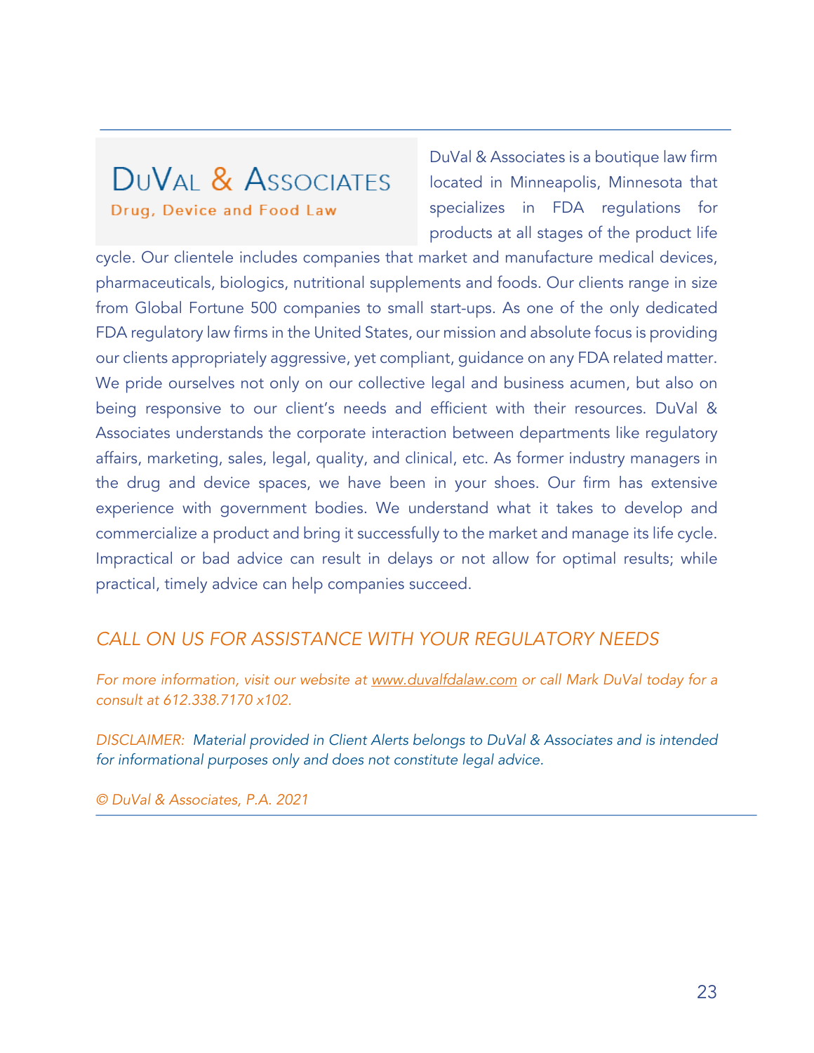# DuVal & Associates

Drug, Device and Food Law

DuVal & Associates is a boutique law firm located in Minneapolis, Minnesota that specializes in FDA regulations for products at all stages of the product life cycle. Our clientele includes companies that market and manufacture medical devices, pharmaceuticals, biologics, nutritional supplements and foods. Our clients range in size from Global Fortune 500 companies to small start-ups. As one of the only dedicated FDA regulatory law firms in the United States, our mission and absolute focus is providing our clients appropriately aggressive, yet compliant, guidance on any FDA related matter. We pride ourselves not only on our collective legal and business acumen, but also on being responsive to our client's needs and efficient with their resources. DuVal & Associates understands the corporate interaction between departments like regulatory affairs, marketing, sales, legal, quality, and clinical, etc. As former industry managers in the drug and device spaces, we have been in your shoes. Our firm has extensive experience with government bodies. We understand what it takes to develop and commercialize a product and bring it successfully to the market and manage its life cycle. Impractical or bad advice can result in delays or not allow for optimal results; while practical, timely advice can help companies succeed.

## *CALL ON US FOR ASSISTANCE WITH YOUR REGULATORY NEEDS*

*For more information, visit our website at www.duvalfdalaw.com or call Mark DuVal today for a consult at 612.338.7170 x102.*

*DISCLAIMER: Material provided in Client Alerts belongs to DuVal & Associates and is intended for informational purposes only and does not constitute legal advice.*

*© DuVal & Associates, P.A. 2021*